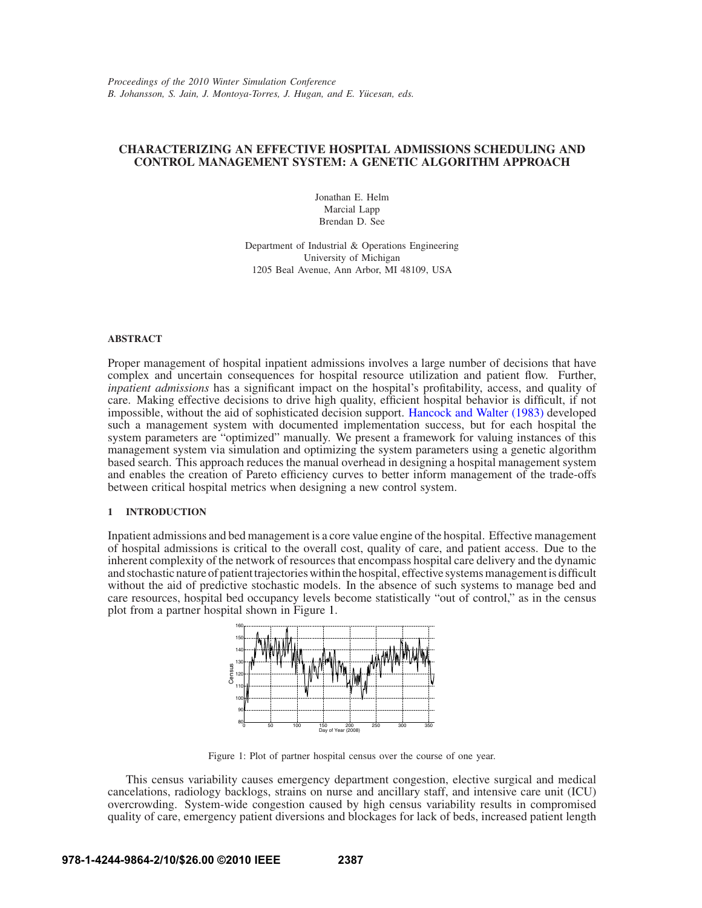Proceedings of the 2010 Winter Simulation Conference
B. Johansson, S. Jain, J. Montoya-Torres, J. Hugan, and E. Yücesan, eds.

# CHARACTERIZING AN EFFECTIVE HOSPITAL ADMISSIONS SCHEDULING AND CONTROL MANAGEMENT SYSTEM: A GENETIC ALGORITHM APPROACH

Jonathan E. Helm
Marcial Lapp
Brendan D. See

Department of Industrial & Operations Engineering
University of Michigan
1205 Beal Avenue, Ann Arbor, MI 48109, USA

## ABSTRACT

Proper management of hospital inpatient admissions involves a large number of decisions that have complex and uncertain consequences for hospital resource utilization and patient flow. Further, *inpatient admissions* has a significant impact on the hospital's profitability, access, and quality of care. Making effective decisions to drive high quality, efficient hospital behavior is difficult, if not impossible, without the aid of sophisticated decision support. Hancock and Walter (1983) developed such a management system with documented implementation success, but for each hospital the system parameters are "optimized" manually. We present a framework for valuing instances of this management system via simulation and optimizing the system parameters using a genetic algorithm based search. This approach reduces the manual overhead in designing a hospital management system and enables the creation of Pareto efficiency curves to better inform management of the trade-offs between critical hospital metrics when designing a new control system.

## 1 INTRODUCTION

Inpatient admissions and bed management is a core value engine of the hospital. Effective management of hospital admissions is critical to the overall cost, quality of care, and patient access. Due to the inherent complexity of the network of resources that encompass hospital care delivery and the dynamic and stochastic nature of patient trajectories within the hospital, effective systems management is difficult without the aid of predictive stochastic models. In the absence of such systems to manage bed and care resources, hospital bed occupancy levels become statistically "out of control," as in the census plot from a partner hospital shown in Figure 1.

Figure 1: Plot of partner hospital census over the course of one year.

This census variability causes emergency department congestion, elective surgical and medical cancelations, radiology backlogs, strains on nurse and ancillary staff, and intensive care unit (ICU) overcrowding. System-wide congestion caused by high census variability results in compromised quality of care, emergency patient diversions and blockages for lack of beds, increased patient length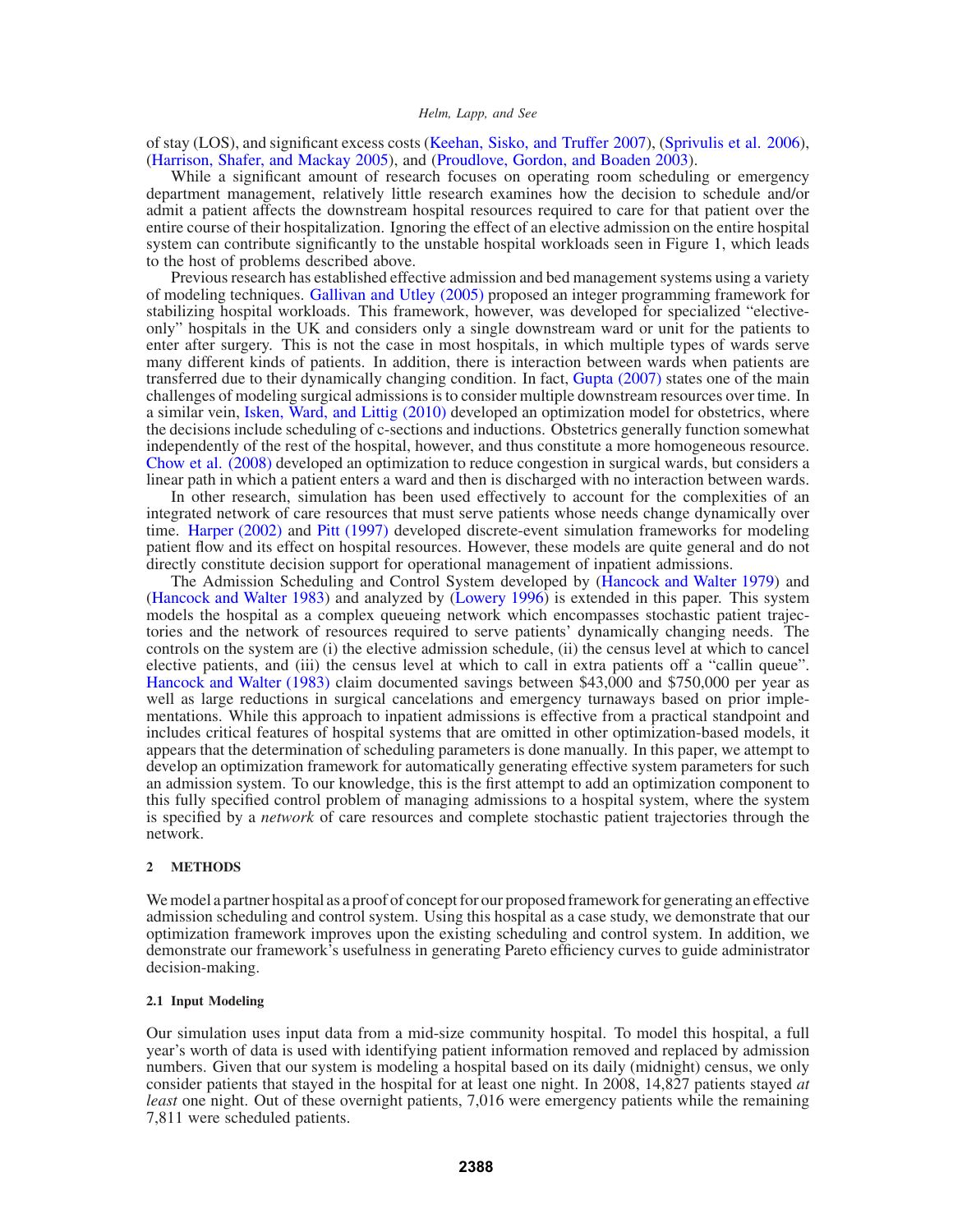of stay (LOS), and significant excess costs (Keehan, Sisko, and Truffer 2007), (Sprivulis et al. 2006), (Harrison, Shafer, and Mackay 2005), and (Proudlove, Gordon, and Boaden 2003).

While a significant amount of research focuses on operating room scheduling or emergency department management, relatively little research examines how the decision to schedule and/or admit a patient affects the downstream hospital resources required to care for that patient over the entire course of their hospitalization. Ignoring the effect of an elective admission on the entire hospital system can contribute significantly to the unstable hospital workloads seen in Figure 1, which leads to the host of problems described above.

Previous research has established effective admission and bed management systems using a variety of modeling techniques. Gallivan and Utley (2005) proposed an integer programming framework for stabilizing hospital workloads. This framework, however, was developed for specialized "elective-only" hospitals in the UK and considers only a single downstream ward or unit for the patients to enter after surgery. This is not the case in most hospitals, in which multiple types of wards serve many different kinds of patients. In addition, there is interaction between wards when patients are transferred due to their dynamically changing condition. In fact, Gupta (2007) states one of the main challenges of modeling surgical admissions is to consider multiple downstream resources over time. In a similar vein, Isken, Ward, and Littig (2010) developed an optimization model for obstetrics, where the decisions include scheduling of c-sections and inductions. Obstetrics generally function somewhat independently of the rest of the hospital, however, and thus constitute a more homogeneous resource. Chow et al. (2008) developed an optimization to reduce congestion in surgical wards, but considers a linear path in which a patient enters a ward and then is discharged with no interaction between wards.

In other research, simulation has been used effectively to account for the complexities of an integrated network of care resources that must serve patients whose needs change dynamically over time. Harper (2002) and Pitt (1997) developed discrete-event simulation frameworks for modeling patient flow and its effect on hospital resources. However, these models are quite general and do not directly constitute decision support for operational management of inpatient admissions.

The Admission Scheduling and Control System developed by (Hancock and Walter 1979) and (Hancock and Walter 1983) and analyzed by (Lowery 1996) is extended in this paper. This system models the hospital as a complex queueing network which encompasses stochastic patient trajectories and the network of resources required to serve patients' dynamically changing needs. The controls on the system are (i) the elective admission schedule, (ii) the census level at which to cancel elective patients, and (iii) the census level at which to call in extra patients off a "callin queue". Hancock and Walter (1983) claim documented savings between \$43,000 and \$750,000 per year as well as large reductions in surgical cancelations and emergency turnaways based on prior implementations. While this approach to inpatient admissions is effective from a practical standpoint and includes critical features of hospital systems that are omitted in other optimization-based models, it appears that the determination of scheduling parameters is done manually. In this paper, we attempt to develop an optimization framework for automatically generating effective system parameters for such an admission system. To our knowledge, this is the first attempt to add an optimization component to this fully specified control problem of managing admissions to a hospital system, where the system is specified by a *network* of care resources and complete stochastic patient trajectories through the network.

## 2 METHODS

We model a partner hospital as a proof of concept for our proposed framework for generating an effective admission scheduling and control system. Using this hospital as a case study, we demonstrate that our optimization framework improves upon the existing scheduling and control system. In addition, we demonstrate our framework's usefulness in generating Pareto efficiency curves to guide administrator decision-making.

### 2.1 Input Modeling

Our simulation uses input data from a mid-size community hospital. To model this hospital, a full year's worth of data is used with identifying patient information removed and replaced by admission numbers. Given that our system is modeling a hospital based on its daily (midnight) census, we only consider patients that stayed in the hospital for at least one night. In 2008, 14,827 patients stayed *at least* one night. Out of these overnight patients, 7,016 were emergency patients while the remaining 7,811 were scheduled patients.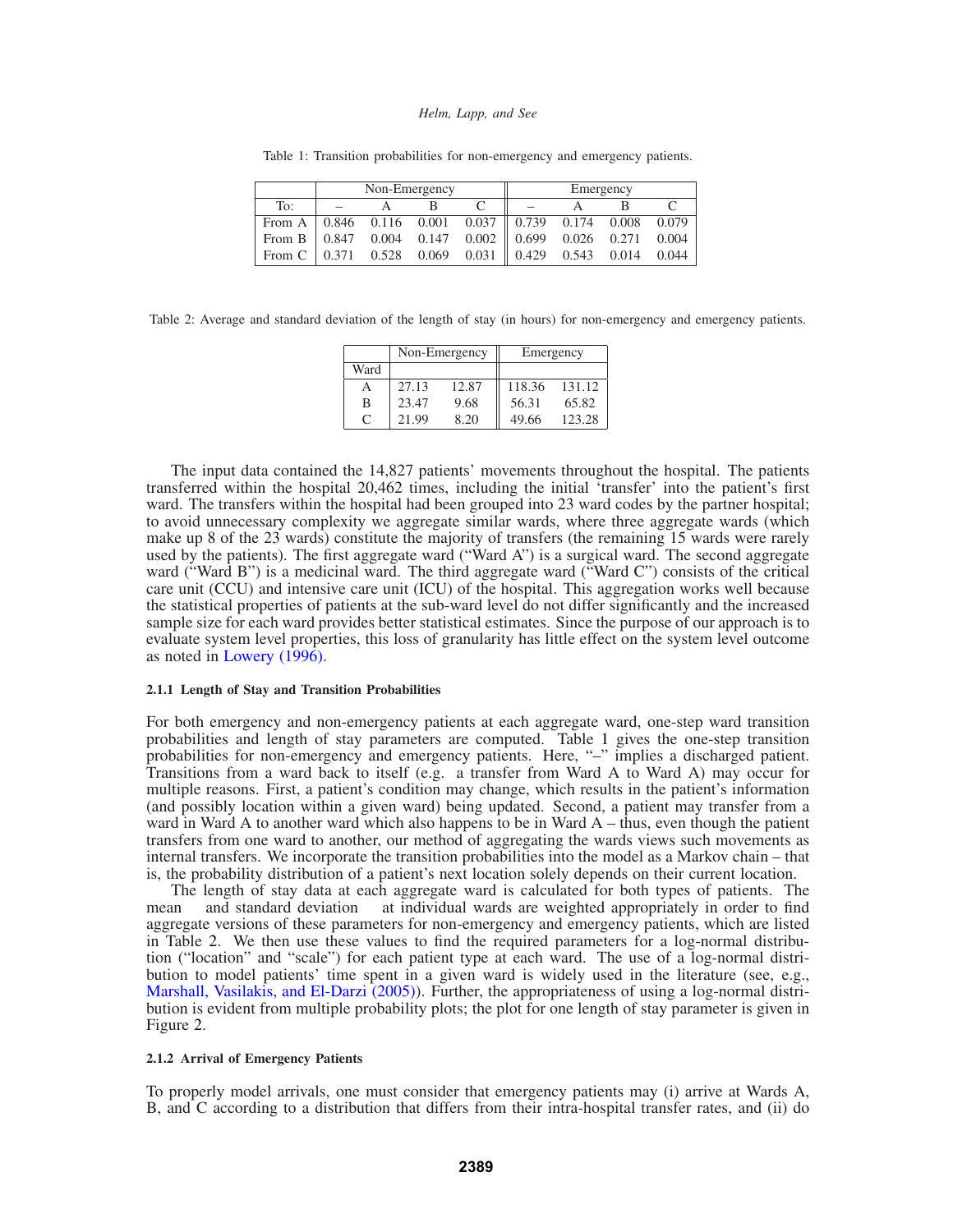Table 1: Transition probabilities for non-emergency and emergency patients.

| | Non-Emergency | | | | Emergency | | | |
|---|---|---|---|---|---|---|---|---|
| To: | – | A | B | C | – | A | B | C |
| From A | 0.846 | 0.116 | 0.001 | 0.037 | 0.739 | 0.174 | 0.008 | 0.079 |
| From B | 0.847 | 0.004 | 0.147 | 0.002 | 0.699 | 0.026 | 0.271 | 0.004 |
| From C | 0.371 | 0.528 | 0.069 | 0.031 | 0.429 | 0.543 | 0.014 | 0.044 |

Table 2: Average and standard deviation of the length of stay (in hours) for non-emergency and emergency patients.

| | Non-Emergency | | Emergency | |
|---|---|---|---|---|
| Ward | | | | |
| A | 27.13 | 12.87 | 118.36 | 131.12 |
| B | 23.47 | 9.68 | 56.31 | 65.82 |
| C | 21.99 | 8.20 | 49.66 | 123.28 |

The input data contained the 14,827 patients' movements throughout the hospital. The patients transferred within the hospital 20,462 times, including the initial 'transfer' into the patient's first ward. The transfers within the hospital had been grouped into 23 ward codes by the partner hospital; to avoid unnecessary complexity we aggregate similar wards, where three aggregate wards (which make up 8 of the 23 wards) constitute the majority of transfers (the remaining 15 wards were rarely used by the patients). The first aggregate ward ("Ward A") is a surgical ward. The second aggregate ward ("Ward B") is a medicinal ward. The third aggregate ward ("Ward C") consists of the critical care unit (CCU) and intensive care unit (ICU) of the hospital. This aggregation works well because the statistical properties of patients at the sub-ward level do not differ significantly and the increased sample size for each ward provides better statistical estimates. Since the purpose of our approach is to evaluate system level properties, this loss of granularity has little effect on the system level outcome as noted in Lowery (1996).

#### 2.1.1 Length of Stay and Transition Probabilities

For both emergency and non-emergency patients at each aggregate ward, one-step ward transition probabilities and length of stay parameters are computed. Table 1 gives the one-step transition probabilities for non-emergency and emergency patients. Here, "–" implies a discharged patient. Transitions from a ward back to itself (e.g. a transfer from Ward A to Ward A) may occur for multiple reasons. First, a patient's condition may change, which results in the patient's information (and possibly location within a given ward) being updated. Second, a patient may transfer from a ward in Ward A to another ward which also happens to be in Ward A – thus, even though the patient transfers from one ward to another, our method of aggregating the wards views such movements as internal transfers. We incorporate the transition probabilities into the model as a Markov chain – that is, the probability distribution of a patient's next location solely depends on their current location.

The length of stay data at each aggregate ward is calculated for both types of patients. The mean and standard deviation at individual wards are weighted appropriately in order to find aggregate versions of these parameters for non-emergency and emergency patients, which are listed in Table 2. We then use these values to find the required parameters for a log-normal distribution ("location" and "scale") for each patient type at each ward. The use of a log-normal distribution to model patients' time spent in a given ward is widely used in the literature (see, e.g., Marshall, Vasilakis, and El-Darzi (2005)). Further, the appropriateness of using a log-normal distribution is evident from multiple probability plots; the plot for one length of stay parameter is given in Figure 2.

#### 2.1.2 Arrival of Emergency Patients

To properly model arrivals, one must consider that emergency patients may (i) arrive at Wards A, B, and C according to a distribution that differs from their intra-hospital transfer rates, and (ii) do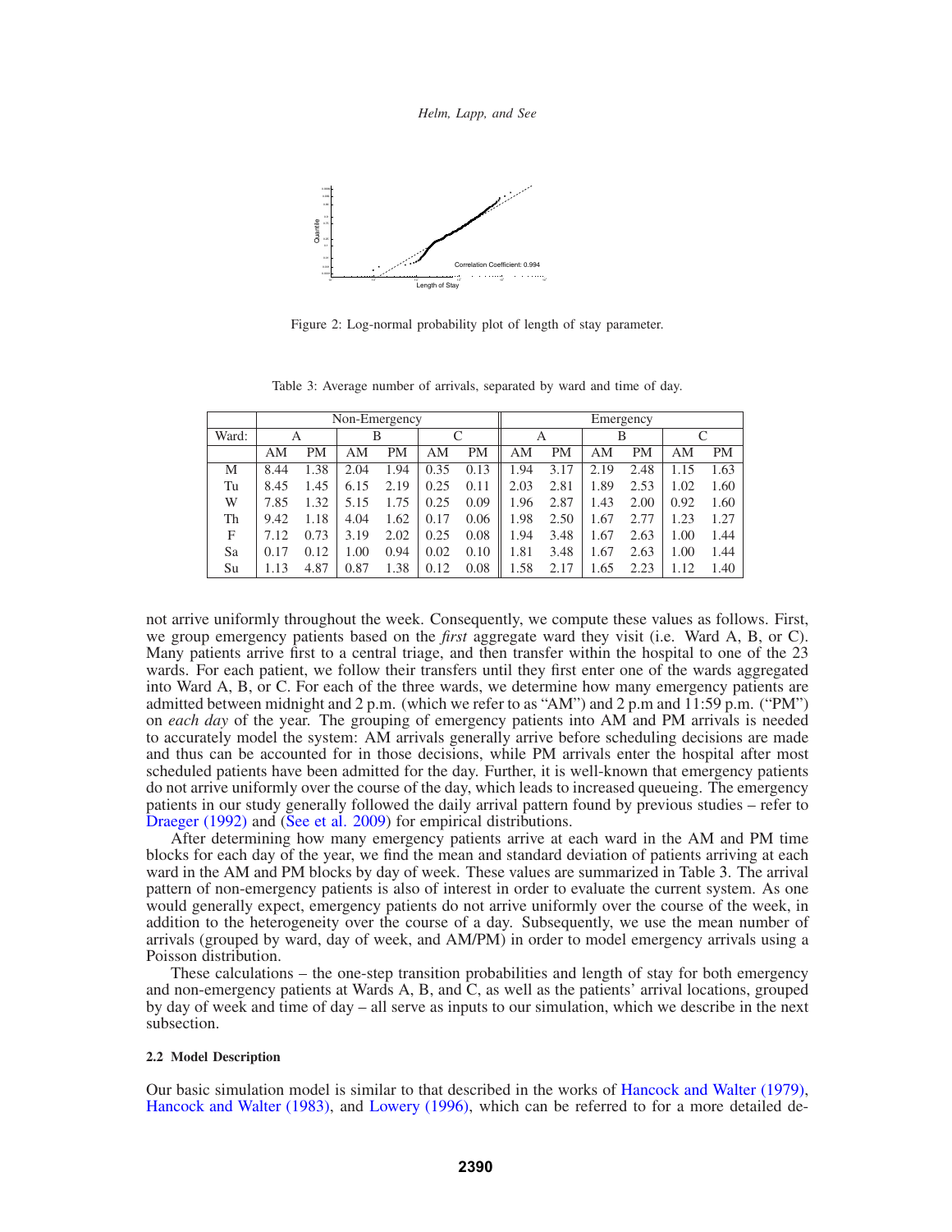Figure 2: Log-normal probability plot of length of stay parameter.

Table 3: Average number of arrivals, separated by ward and time of day.

| | Non-Emergency | | | | | | Emergency | | | | | |
|---|---|---|---|---|---|---|---|---|---|---|---|---|
| Ward: | A | | B | | C | | A | | B | | C | |
| | AM | PM | AM | PM | AM | PM | AM | PM | AM | PM | AM | PM |
| M | 8.44 | 1.38 | 2.04 | 1.94 | 0.35 | 0.13 | 1.94 | 3.17 | 2.19 | 2.48 | 1.15 | 1.63 |
| Tu | 8.45 | 1.45 | 6.15 | 2.19 | 0.25 | 0.11 | 2.03 | 2.81 | 1.89 | 2.53 | 1.02 | 1.60 |
| W | 7.85 | 1.32 | 5.15 | 1.75 | 0.25 | 0.09 | 1.96 | 2.87 | 1.43 | 2.00 | 0.92 | 1.60 |
| Th | 9.42 | 1.18 | 4.04 | 1.62 | 0.17 | 0.06 | 1.98 | 2.50 | 1.67 | 2.77 | 1.23 | 1.27 |
| F | 7.12 | 0.73 | 3.19 | 2.02 | 0.25 | 0.08 | 1.94 | 3.48 | 1.67 | 2.63 | 1.00 | 1.44 |
| Sa | 0.17 | 0.12 | 1.00 | 0.94 | 0.02 | 0.10 | 1.81 | 3.48 | 1.67 | 2.63 | 1.00 | 1.44 |
| Su | 1.13 | 4.87 | 0.87 | 1.38 | 0.12 | 0.08 | 1.58 | 2.17 | 1.65 | 2.23 | 1.12 | 1.40 |

not arrive uniformly throughout the week. Consequently, we compute these values as follows. First, we group emergency patients based on the *first* aggregate ward they visit (i.e. Ward A, B, or C). Many patients arrive first to a central triage, and then transfer within the hospital to one of the 23 wards. For each patient, we follow their transfers until they first enter one of the wards aggregated into Ward A, B, or C. For each of the three wards, we determine how many emergency patients are admitted between midnight and 2 p.m. (which we refer to as "AM") and 2 p.m and 11:59 p.m. ("PM") on *each day* of the year. The grouping of emergency patients into AM and PM arrivals is needed to accurately model the system: AM arrivals generally arrive before scheduling decisions are made and thus can be accounted for in those decisions, while PM arrivals enter the hospital after most scheduled patients have been admitted for the day. Further, it is well-known that emergency patients do not arrive uniformly over the course of the day, which leads to increased queueing. The emergency patients in our study generally followed the daily arrival pattern found by previous studies – refer to Draeger (1992) and (Šee et al. 2009) for empirical distributions.

After determining how many emergency patients arrive at each ward in the AM and PM time blocks for each day of the year, we find the mean and standard deviation of patients arriving at each ward in the AM and PM blocks by day of week. These values are summarized in Table 3. The arrival pattern of non-emergency patients is also of interest in order to evaluate the current system. As one would generally expect, emergency patients do not arrive uniformly over the course of the week, in addition to the heterogeneity over the course of a day. Subsequently, we use the mean number of arrivals (grouped by ward, day of week, and AM/PM) in order to model emergency arrivals using a Poisson distribution.

These calculations – the one-step transition probabilities and length of stay for both emergency and non-emergency patients at Wards A, B, and C, as well as the patients' arrival locations, grouped by day of week and time of day – all serve as inputs to our simulation, which we describe in the next subsection.

#### 2.2 Model Description

Our basic simulation model is similar to that described in the works of Hancock and Walter (1979), Hancock and Walter (1983), and Lowery (1996), which can be referred to for a more detailed de-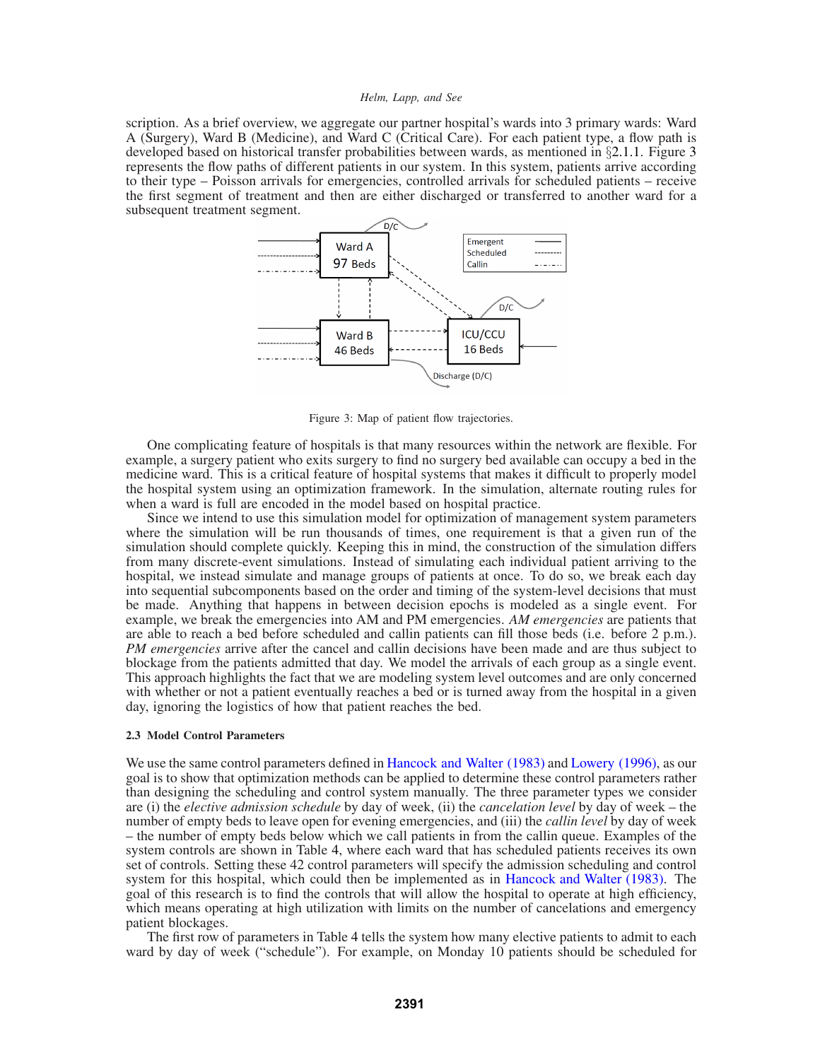scription. As a brief overview, we aggregate our partner hospital's wards into 3 primary wards: Ward A (Surgery), Ward B (Medicine), and Ward C (Critical Care). For each patient type, a flow path is developed based on historical transfer probabilities between wards, as mentioned in §2.1.1. Figure 3 represents the flow paths of different patients in our system. In this system, patients arrive according to their type – Poisson arrivals for emergencies, controlled arrivals for scheduled patients – receive the first segment of treatment and then are either discharged or transferred to another ward for a subsequent treatment segment.

Figure 3: Map of patient flow trajectories.

One complicating feature of hospitals is that many resources within the network are flexible. For example, a surgery patient who exits surgery to find no surgery bed available can occupy a bed in the medicine ward. This is a critical feature of hospital systems that makes it difficult to properly model the hospital system using an optimization framework. In the simulation, alternate routing rules for when a ward is full are encoded in the model based on hospital practice.

Since we intend to use this simulation model for optimization of management system parameters where the simulation will be run thousands of times, one requirement is that a given run of the simulation should complete quickly. Keeping this in mind, the construction of the simulation differs from many discrete-event simulations. Instead of simulating each individual patient arriving to the hospital, we instead simulate and manage groups of patients at once. To do so, we break each day into sequential subcomponents based on the order and timing of the system-level decisions that must be made. Anything that happens in between decision epochs is modeled as a single event. For example, we break the emergencies into AM and PM emergencies. *AM emergencies* are patients that are able to reach a bed before scheduled and callin patients can fill those beds (i.e. before 2 p.m.). *PM emergencies* arrive after the cancel and callin decisions have been made and are thus subject to blockage from the patients admitted that day. We model the arrivals of each group as a single event. This approach highlights the fact that we are modeling system level outcomes and are only concerned with whether or not a patient eventually reaches a bed or is turned away from the hospital in a given day, ignoring the logistics of how that patient reaches the bed.

### 2.3 Model Control Parameters

We use the same control parameters defined in Hancock and Walter (1983) and Lowery (1996), as our goal is to show that optimization methods can be applied to determine these control parameters rather than designing the scheduling and control system manually. The three parameter types we consider are (i) the *elective admission schedule* by day of week, (ii) the *cancelation level* by day of week – the number of empty beds to leave open for evening emergencies, and (iii) the *callin level* by day of week – the number of empty beds below which we call patients in from the callin queue. Examples of the system controls are shown in Table 4, where each ward that has scheduled patients receives its own set of controls. Setting these 42 control parameters will specify the admission scheduling and control system for this hospital, which could then be implemented as in Hancock and Walter (1983). The goal of this research is to find the controls that will allow the hospital to operate at high efficiency, which means operating at high utilization with limits on the number of cancelations and emergency patient blockages.

The first row of parameters in Table 4 tells the system how many elective patients to admit to each ward by day of week ("schedule"). For example, on Monday 10 patients should be scheduled for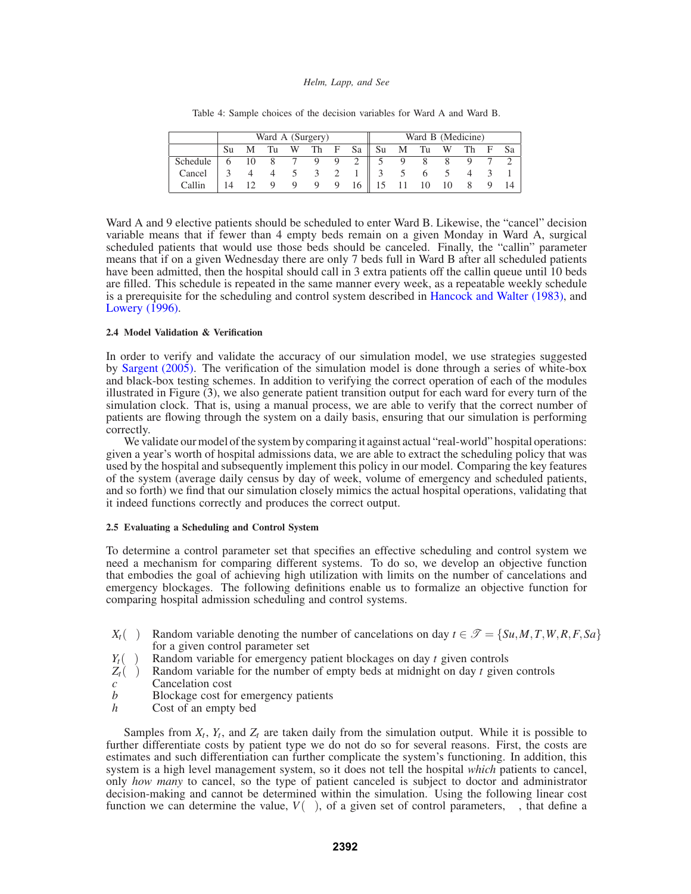Table 4: Sample choices of the decision variables for Ward A and Ward B.

| | Ward A (Surgery) | | | | | | | Ward B (Medicine) | | | | | | |
|---|---|---|---|---|---|---|---|---|---|---|---|---|---|---|
| | Su | M | Tu | W | Th | F | Sa | Su | M | Tu | W | Th | F | Sa |
| Schedule | 6 | 10 | 8 | 7 | 9 | 9 | 2 | 5 | 9 | 8 | 8 | 9 | 7 | 2 |
| Cancel | 3 | 4 | 4 | 5 | 3 | 2 | 1 | 3 | 5 | 6 | 5 | 4 | 3 | 1 |
| Callin | 14 | 12 | 9 | 9 | 9 | 9 | 16 | 15 | 11 | 10 | 10 | 8 | 9 | 14 |

Ward A and 9 elective patients should be scheduled to enter Ward B. Likewise, the "cancel" decision variable means that if fewer than 4 empty beds remain on a given Monday in Ward A, surgical scheduled patients that would use those beds should be canceled. Finally, the "callin" parameter means that if on a given Wednesday there are only 7 beds full in Ward B after all scheduled patients have been admitted, then the hospital should call in 3 extra patients off the callin queue until 10 beds are filled. This schedule is repeated in the same manner every week, as a repeatable weekly schedule is a prerequisite for the scheduling and control system described in Hancock and Walter (1983), and Lowery (1996).

#### 2.4 Model Validation & Verification

In order to verify and validate the accuracy of our simulation model, we use strategies suggested by Sargent (2005). The verification of the simulation model is done through a series of white-box and black-box testing schemes. In addition to verifying the correct operation of each of the modules illustrated in Figure (3), we also generate patient transition output for each ward for every turn of the simulation clock. That is, using a manual process, we are able to verify that the correct number of patients are flowing through the system on a daily basis, ensuring that our simulation is performing correctly.

We validate our model of the system by comparing it against actual "real-world" hospital operations: given a year's worth of hospital admissions data, we are able to extract the scheduling policy that was used by the hospital and subsequently implement this policy in our model. Comparing the key features of the system (average daily census by day of week, volume of emergency and scheduled patients, and so forth) we find that our simulation closely mimics the actual hospital operations, validating that it indeed functions correctly and produces the correct output.

#### 2.5 Evaluating a Scheduling and Control System

To determine a control parameter set that specifies an effective scheduling and control system we need a mechanism for comparing different systems. To do so, we develop an objective function that embodies the goal of achieving high utilization with limits on the number of cancelations and emergency blockages. The following definitions enable us to formalize an objective function for comparing hospital admission scheduling and control systems.

- $X_t(\ )$ Random variable denoting the number of cancelations on day $t \in \mathscr{T} = \{Su, M, T, W, R, F, Sa\}$ for a given control parameter set
- $Y_t(\ )$ Random variable for emergency patient blockages on day $t$ given controls
- $Z_t(\ )$ Random variable for the number of empty beds at midnight on day $t$ given controls
- $c$ Cancelation cost
- $b$ Blockage cost for emergency patients
- $h$ Cost of an empty bed

Samples from $X_t$, $Y_t$, and $Z_t$ are taken daily from the simulation output. While it is possible to further differentiate costs by patient type we do not do so for several reasons. First, the costs are estimates and such differentiation can further complicate the system's functioning. In addition, this system is a high level management system, so it does not tell the hospital *which* patients to cancel, only *how many* to cancel, so the type of patient canceled is subject to doctor and administrator decision-making and cannot be determined within the simulation. Using the following linear cost function we can determine the value, $V(\ )$, of a given set of control parameters, , that define a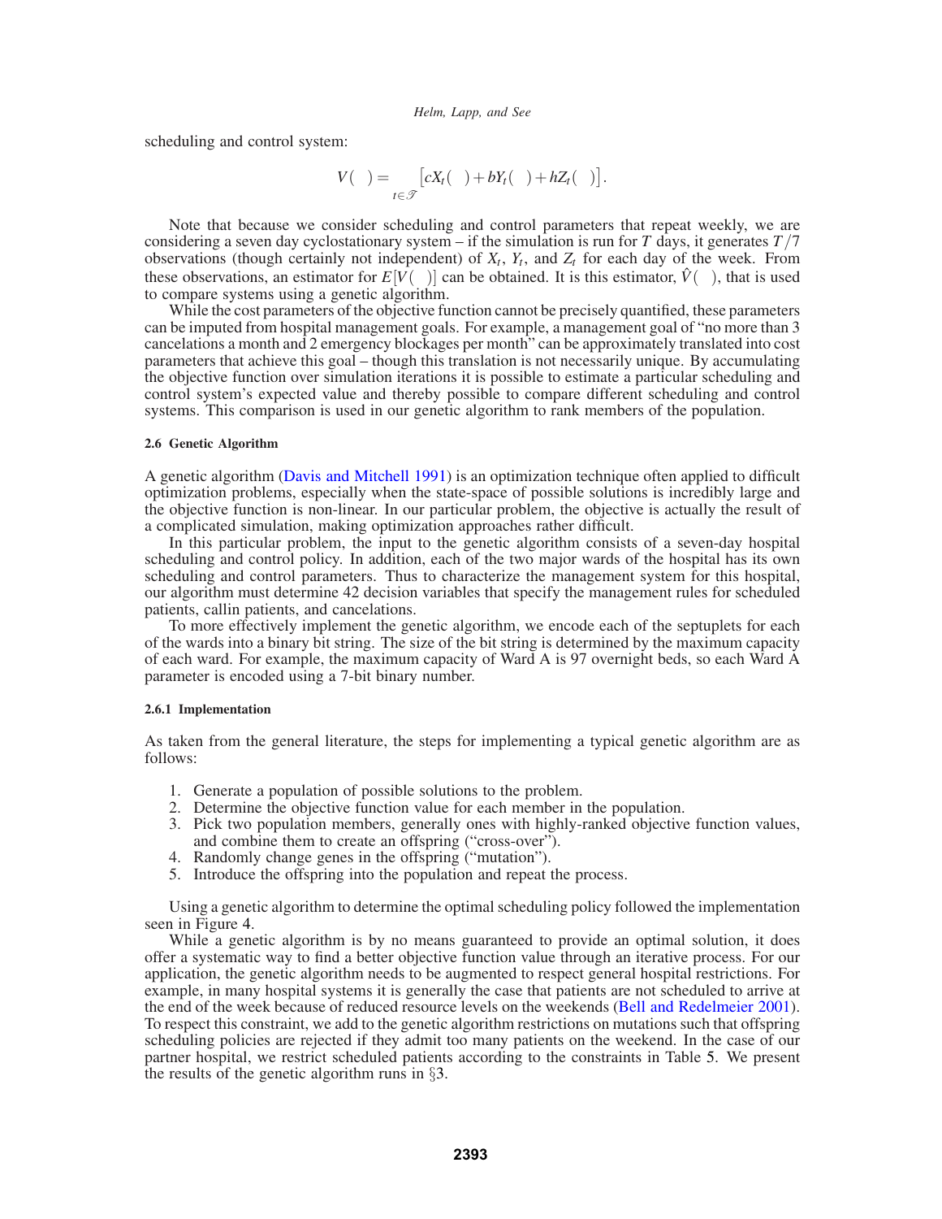scheduling and control system:

$$V(\quad) = \sum_{t \in \mathscr{T}} \left[ cX_t(\quad) + bY_t(\quad) + hZ_t(\quad) \right].$$

Note that because we consider scheduling and control parameters that repeat weekly, we are considering a seven day cyclostationary system – if the simulation is run for $T$ days, it generates $T/7$ observations (though certainly not independent) of $X_t$, $Y_t$, and $Z_t$ for each day of the week. From these observations, an estimator for $E[V(\quad)]$ can be obtained. It is this estimator, $\hat{V}(\quad)$, that is used to compare systems using a genetic algorithm.

While the cost parameters of the objective function cannot be precisely quantified, these parameters can be imputed from hospital management goals. For example, a management goal of "no more than 3 cancelations a month and 2 emergency blockages per month" can be approximately translated into cost parameters that achieve this goal – though this translation is not necessarily unique. By accumulating the objective function over simulation iterations it is possible to estimate a particular scheduling and control system's expected value and thereby possible to compare different scheduling and control systems. This comparison is used in our genetic algorithm to rank members of the population.

#### 2.6 Genetic Algorithm

A genetic algorithm (Davis and Mitchell 1991) is an optimization technique often applied to difficult optimization problems, especially when the state-space of possible solutions is incredibly large and the objective function is non-linear. In our particular problem, the objective is actually the result of a complicated simulation, making optimization approaches rather difficult.

In this particular problem, the input to the genetic algorithm consists of a seven-day hospital scheduling and control policy. In addition, each of the two major wards of the hospital has its own scheduling and control parameters. Thus to characterize the management system for this hospital, our algorithm must determine 42 decision variables that specify the management rules for scheduled patients, callin patients, and cancelations.

To more effectively implement the genetic algorithm, we encode each of the septuplets for each of the wards into a binary bit string. The size of the bit string is determined by the maximum capacity of each ward. For example, the maximum capacity of Ward A is 97 overnight beds, so each Ward A parameter is encoded using a 7-bit binary number.

##### 2.6.1 Implementation

As taken from the general literature, the steps for implementing a typical genetic algorithm are as follows:

1. Generate a population of possible solutions to the problem.
2. Determine the objective function value for each member in the population.
3. Pick two population members, generally ones with highly-ranked objective function values, and combine them to create an offspring ("cross-over").
4. Randomly change genes in the offspring ("mutation").
5. Introduce the offspring into the population and repeat the process.

Using a genetic algorithm to determine the optimal scheduling policy followed the implementation seen in Figure 4.

While a genetic algorithm is by no means guaranteed to provide an optimal solution, it does offer a systematic way to find a better objective function value through an iterative process. For our application, the genetic algorithm needs to be augmented to respect general hospital restrictions. For example, in many hospital systems it is generally the case that patients are not scheduled to arrive at the end of the week because of reduced resource levels on the weekends (Bell and Redelmeier 2001). To respect this constraint, we add to the genetic algorithm restrictions on mutations such that offspring scheduling policies are rejected if they admit too many patients on the weekend. In the case of our partner hospital, we restrict scheduled patients according to the constraints in Table 5. We present the results of the genetic algorithm runs in §3.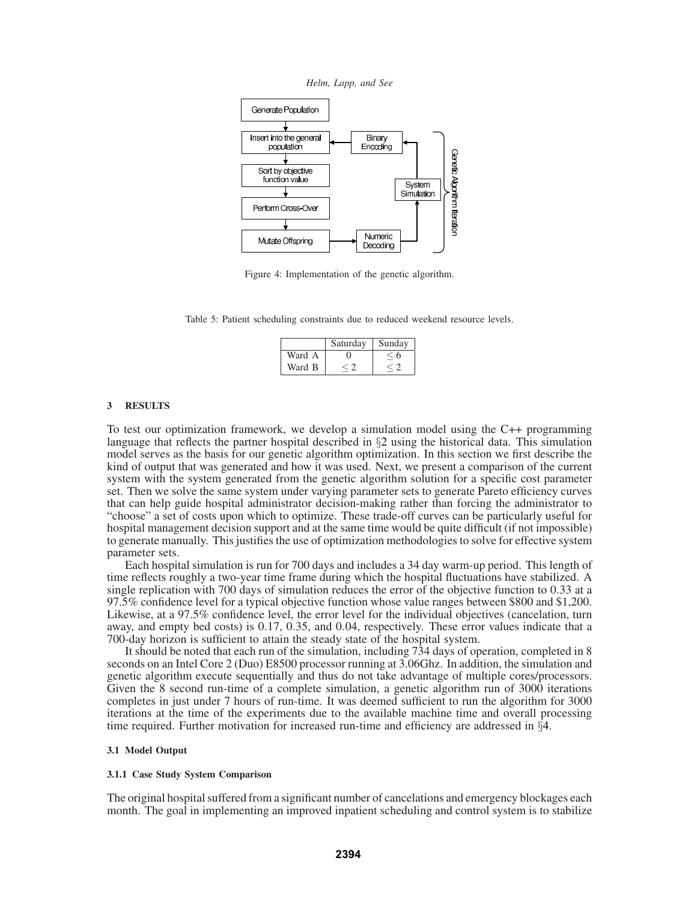Figure 4: Implementation of the genetic algorithm.

Table 5: Patient scheduling constraints due to reduced weekend resource levels.

| | Saturday | Sunday |
|---|---|---|
| Ward A | 0 | $\leq 6$ |
| Ward B | $\leq 2$ | $\leq 2$ |

## 3 RESULTS

To test our optimization framework, we develop a simulation model using the C++ programming language that reflects the partner hospital described in §2 using the historical data. This simulation model serves as the basis for our genetic algorithm optimization. In this section we first describe the kind of output that was generated and how it was used. Next, we present a comparison of the current system with the system generated from the genetic algorithm solution for a specific cost parameter set. Then we solve the same system under varying parameter sets to generate Pareto efficiency curves that can help guide hospital administrator decision-making rather than forcing the administrator to "choose" a set of costs upon which to optimize. These trade-off curves can be particularly useful for hospital management decision support and at the same time would be quite difficult (if not impossible) to generate manually. This justifies the use of optimization methodologies to solve for effective system parameter sets.

Each hospital simulation is run for 700 days and includes a 34 day warm-up period. This length of time reflects roughly a two-year time frame during which the hospital fluctuations have stabilized. A single replication with 700 days of simulation reduces the error of the objective function to 0.33 at a 97.5% confidence level for a typical objective function whose value ranges between $800 and $1,200. Likewise, at a 97.5% confidence level, the error level for the individual objectives (cancelation, turn away, and empty bed costs) is 0.17, 0.35, and 0.04, respectively. These error values indicate that a 700-day horizon is sufficient to attain the steady state of the hospital system.

It should be noted that each run of the simulation, including 734 days of operation, completed in 8 seconds on an Intel Core 2 (Duo) E8500 processor running at 3.06Ghz. In addition, the simulation and genetic algorithm execute sequentially and thus do not take advantage of multiple cores/processors. Given the 8 second run-time of a complete simulation, a genetic algorithm run of 3000 iterations completes in just under 7 hours of run-time. It was deemed sufficient to run the algorithm for 3000 iterations at the time of the experiments due to the available machine time and overall processing time required. Further motivation for increased run-time and efficiency are addressed in §4.

### 3.1 Model Output

#### 3.1.1 Case Study System Comparison

The original hospital suffered from a significant number of cancelations and emergency blockages each month. The goal in implementing an improved inpatient scheduling and control system is to stabilize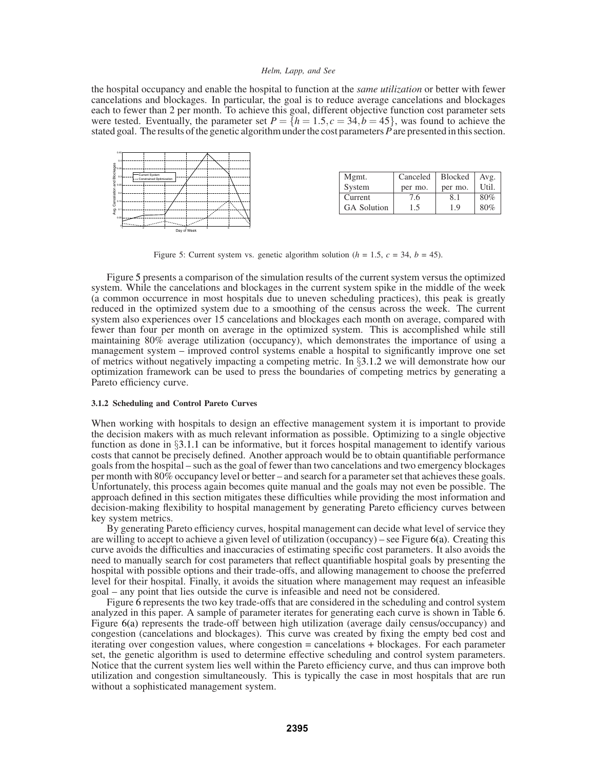the hospital occupancy and enable the hospital to function at the *same utilization* or better with fewer cancelations and blockages. In particular, the goal is to reduce average cancelations and blockages each to fewer than 2 per month. To achieve this goal, different objective function cost parameter sets were tested. Eventually, the parameter set $P = \{h = 1.5, c = 34, b = 45\}$, was found to achieve the stated goal. The results of the genetic algorithm under the cost parameters $P$ are presented in this section.

| Mgmt. System | Canceled per mo. | Blocked per mo. | Avg. Util. |
|---|---|---|---|
| Current | 7.6 | 8.1 | 80% |
| GA Solution | 1.5 | 1.9 | 80% |

Figure 5: Current system vs. genetic algorithm solution ($h$ = 1.5, $c$ = 34, $b$ = 45).

Figure 5 presents a comparison of the simulation results of the current system versus the optimized system. While the cancelations and blockages in the current system spike in the middle of the week (a common occurrence in most hospitals due to uneven scheduling practices), this peak is greatly reduced in the optimized system due to a smoothing of the census across the week. The current system also experiences over 15 cancelations and blockages each month on average, compared with fewer than four per month on average in the optimized system. This is accomplished while still maintaining 80% average utilization (occupancy), which demonstrates the importance of using a management system – improved control systems enable a hospital to significantly improve one set of metrics without negatively impacting a competing metric. In §3.1.2 we will demonstrate how our optimization framework can be used to press the boundaries of competing metrics by generating a Pareto efficiency curve.

#### 3.1.2 Scheduling and Control Pareto Curves

When working with hospitals to design an effective management system it is important to provide the decision makers with as much relevant information as possible. Optimizing to a single objective function as done in §3.1.1 can be informative, but it forces hospital management to identify various costs that cannot be precisely defined. Another approach would be to obtain quantifiable performance goals from the hospital – such as the goal of fewer than two cancelations and two emergency blockages per month with 80% occupancy level or better – and search for a parameter set that achieves these goals. Unfortunately, this process again becomes quite manual and the goals may not even be possible. The approach defined in this section mitigates these difficulties while providing the most information and decision-making flexibility to hospital management by generating Pareto efficiency curves between key system metrics.

By generating Pareto efficiency curves, hospital management can decide what level of service they are willing to accept to achieve a given level of utilization (occupancy) – see Figure 6(a). Creating this curve avoids the difficulties and inaccuracies of estimating specific cost parameters. It also avoids the need to manually search for cost parameters that reflect quantifiable hospital goals by presenting the hospital with possible options and their trade-offs, and allowing management to choose the preferred level for their hospital. Finally, it avoids the situation where management may request an infeasible goal – any point that lies outside the curve is infeasible and need not be considered.

Figure 6 represents the two key trade-offs that are considered in the scheduling and control system analyzed in this paper. A sample of parameter iterates for generating each curve is shown in Table 6. Figure 6(a) represents the trade-off between high utilization (average daily census/occupancy) and congestion (cancelations and blockages). This curve was created by fixing the empty bed cost and iterating over congestion values, where congestion = cancelations + blockages. For each parameter set, the genetic algorithm is used to determine effective scheduling and control system parameters. Notice that the current system lies well within the Pareto efficiency curve, and thus can improve both utilization and congestion simultaneously. This is typically the case in most hospitals that are run without a sophisticated management system.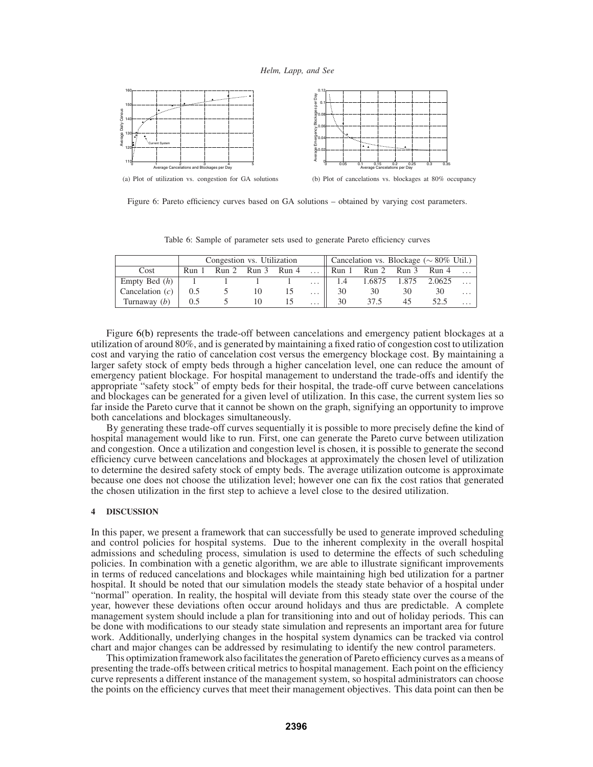160
150
140
130
120
110
0 1 2 3 4 5
Average Daily Census
Average Cancelations and Blockages per Day
Current System

(a) Plot of utilization vs. congestion for GA solutions

0.12
0.1
0.08
0.06
0.04
0.02
0
0 0.05 0.1 0.15 0.2 0.25 0.3 0.35
Average Emergency Blockages per Day
Average Cancelations per Day

(b) Plot of cancelations vs. blockages at 80% occupancy

Figure 6: Pareto efficiency curves based on GA solutions – obtained by varying cost parameters.

Table 6: Sample of parameter sets used to generate Pareto efficiency curves

| | Congestion vs. Utilization | | | | | Cancelation vs. Blockage (∼ 80% Util.) | | | | |
|---|---|---|---|---|---|---|---|---|---|---|
| Cost | Run 1 | Run 2 | Run 3 | Run 4 | ... | Run 1 | Run 2 | Run 3 | Run 4 | ... |
| Empty Bed ($h$) | 1 | 1 | 1 | 1 | ... | 1.4 | 1.6875 | 1.875 | 2.0625 | ... |
| Cancelation ($c$) | 0.5 | 5 | 10 | 15 | ... | 30 | 30 | 30 | 30 | ... |
| Turnaway ($b$) | 0.5 | 5 | 10 | 15 | ... | 30 | 37.5 | 45 | 52.5 | ... |

Figure 6(b) represents the trade-off between cancelations and emergency patient blockages at a utilization of around 80%, and is generated by maintaining a fixed ratio of congestion cost to utilization cost and varying the ratio of cancelation cost versus the emergency blockage cost. By maintaining a larger safety stock of empty beds through a higher cancelation level, one can reduce the amount of emergency patient blockage. For hospital management to understand the trade-offs and identify the appropriate "safety stock" of empty beds for their hospital, the trade-off curve between cancelations and blockages can be generated for a given level of utilization. In this case, the current system lies so far inside the Pareto curve that it cannot be shown on the graph, signifying an opportunity to improve both cancelations and blockages simultaneously.

By generating these trade-off curves sequentially it is possible to more precisely define the kind of hospital management would like to run. First, one can generate the Pareto curve between utilization and congestion. Once a utilization and congestion level is chosen, it is possible to generate the second efficiency curve between cancelations and blockages at approximately the chosen level of utilization to determine the desired safety stock of empty beds. The average utilization outcome is approximate because one does not choose the utilization level; however one can fix the cost ratios that generated the chosen utilization in the first step to achieve a level close to the desired utilization.

## 4 DISCUSSION

In this paper, we present a framework that can successfully be used to generate improved scheduling and control policies for hospital systems. Due to the inherent complexity in the overall hospital admissions and scheduling process, simulation is used to determine the effects of such scheduling policies. In combination with a genetic algorithm, we are able to illustrate significant improvements in terms of reduced cancelations and blockages while maintaining high bed utilization for a partner hospital. It should be noted that our simulation models the steady state behavior of a hospital under "normal" operation. In reality, the hospital will deviate from this steady state over the course of the year, however these deviations often occur around holidays and thus are predictable. A complete management system should include a plan for transitioning into and out of holiday periods. This can be done with modifications to our steady state simulation and represents an important area for future work. Additionally, underlying changes in the hospital system dynamics can be tracked via control chart and major changes can be addressed by resimulating to identify the new control parameters.

This optimization framework also facilitates the generation of Pareto efficiency curves as a means of presenting the trade-offs between critical metrics to hospital management. Each point on the efficiency curve represents a different instance of the management system, so hospital administrators can choose the points on the efficiency curves that meet their management objectives. This data point can then be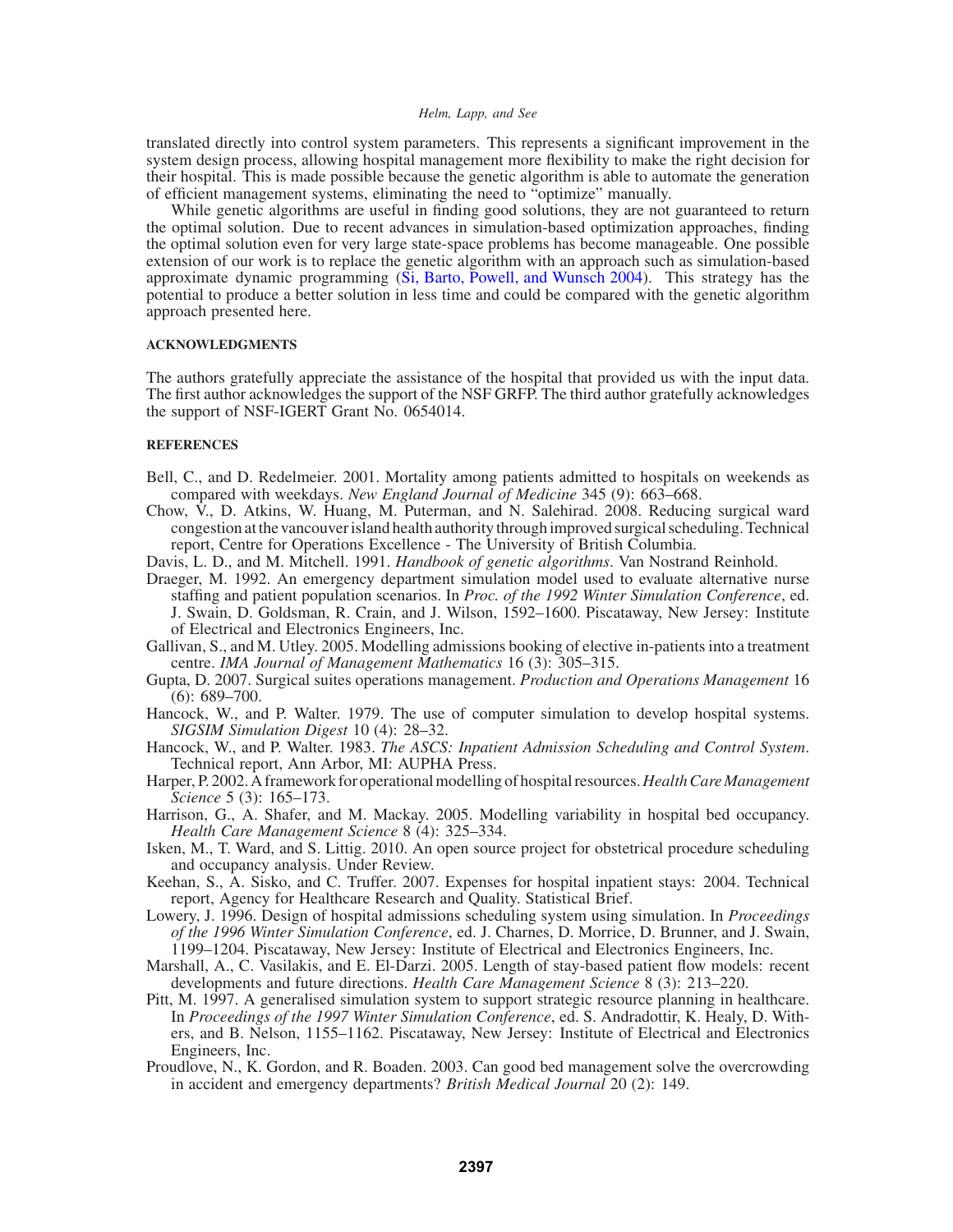translated directly into control system parameters. This represents a significant improvement in the system design process, allowing hospital management more flexibility to make the right decision for their hospital. This is made possible because the genetic algorithm is able to automate the generation of efficient management systems, eliminating the need to "optimize" manually.

While genetic algorithms are useful in finding good solutions, they are not guaranteed to return the optimal solution. Due to recent advances in simulation-based optimization approaches, finding the optimal solution even for very large state-space problems has become manageable. One possible extension of our work is to replace the genetic algorithm with an approach such as simulation-based approximate dynamic programming (Si, Barto, Powell, and Wunsch 2004). This strategy has the potential to produce a better solution in less time and could be compared with the genetic algorithm approach presented here.

## ACKNOWLEDGMENTS

The authors gratefully appreciate the assistance of the hospital that provided us with the input data. The first author acknowledges the support of the NSF GRFP. The third author gratefully acknowledges the support of NSF-IGERT Grant No. 0654014.

## REFERENCES

Bell, C., and D. Redelmeier. 2001. Mortality among patients admitted to hospitals on weekends as compared with weekdays. *New England Journal of Medicine* 345 (9): 663–668.

Chow, V., D. Atkins, W. Huang, M. Puterman, and N. Salehirad. 2008. Reducing surgical ward congestion at the vancouver island health authority through improved surgical scheduling. Technical report, Centre for Operations Excellence - The University of British Columbia.

Davis, L. D., and M. Mitchell. 1991. *Handbook of genetic algorithms*. Van Nostrand Reinhold.

Draeger, M. 1992. An emergency department simulation model used to evaluate alternative nurse staffing and patient population scenarios. In *Proc. of the 1992 Winter Simulation Conference*, ed. J. Swain, D. Goldsman, R. Crain, and J. Wilson, 1592–1600. Piscataway, New Jersey: Institute of Electrical and Electronics Engineers, Inc.

Gallivan, S., and M. Utley. 2005. Modelling admissions booking of elective in-patients into a treatment centre. *IMA Journal of Management Mathematics* 16 (3): 305–315.

Gupta, D. 2007. Surgical suites operations management. *Production and Operations Management* 16 (6): 689–700.

Hancock, W., and P. Walter. 1979. The use of computer simulation to develop hospital systems. *SIGSIM Simulation Digest* 10 (4): 28–32.

Hancock, W., and P. Walter. 1983. *The ASCS: Inpatient Admission Scheduling and Control System*. Technical report, Ann Arbor, MI: AUPHA Press.

Harper, P. 2002. A framework for operational modelling of hospital resources. *Health Care Management Science* 5 (3): 165–173.

Harrison, G., A. Shafer, and M. Mackay. 2005. Modelling variability in hospital bed occupancy. *Health Care Management Science* 8 (4): 325–334.

Isken, M., T. Ward, and S. Littig. 2010. An open source project for obstetrical procedure scheduling and occupancy analysis. Under Review.

Keehan, S., A. Sisko, and C. Truffer. 2007. Expenses for hospital inpatient stays: 2004. Technical report, Agency for Healthcare Research and Quality. Statistical Brief.

Lowery, J. 1996. Design of hospital admissions scheduling system using simulation. In *Proceedings of the 1996 Winter Simulation Conference*, ed. J. Charnes, D. Morrice, D. Brunner, and J. Swain, 1199–1204. Piscataway, New Jersey: Institute of Electrical and Electronics Engineers, Inc.

Marshall, A., C. Vasilakis, and E. El-Darzi. 2005. Length of stay-based patient flow models: recent developments and future directions. *Health Care Management Science* 8 (3): 213–220.

Pitt, M. 1997. A generalised simulation system to support strategic resource planning in healthcare. In *Proceedings of the 1997 Winter Simulation Conference*, ed. S. Andradottir, K. Healy, D. Withers, and B. Nelson, 1155–1162. Piscataway, New Jersey: Institute of Electrical and Electronics Engineers, Inc.

Proudlove, N., K. Gordon, and R. Boaden. 2003. Can good bed management solve the overcrowding in accident and emergency departments? *British Medical Journal* 20 (2): 149.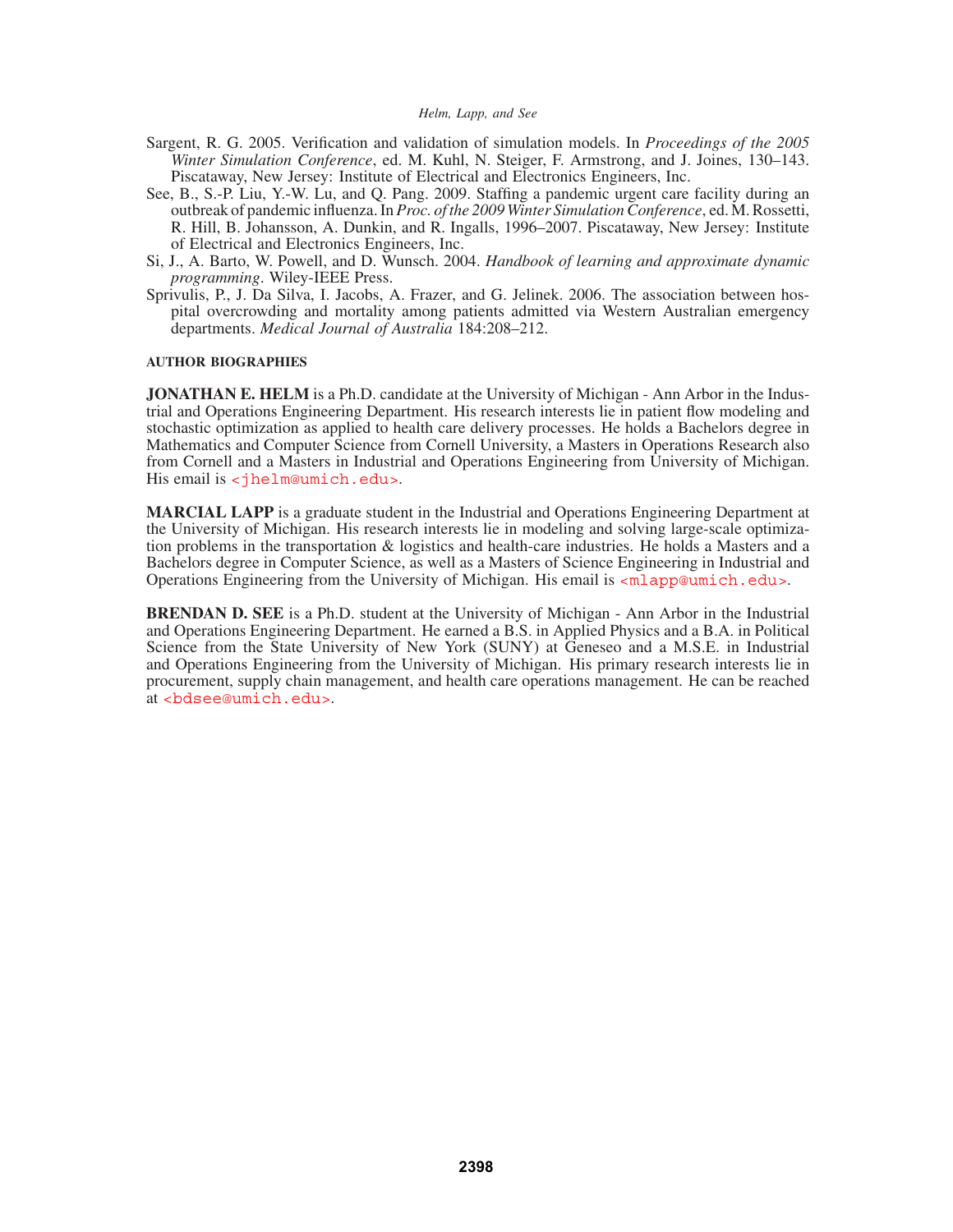Sargent, R. G. 2005. Verification and validation of simulation models. In *Proceedings of the 2005 Winter Simulation Conference*, ed. M. Kuhl, N. Steiger, F. Armstrong, and J. Joines, 130–143. Piscataway, New Jersey: Institute of Electrical and Electronics Engineers, Inc.

See, B., S.-P. Liu, Y.-W. Lu, and Q. Pang. 2009. Staffing a pandemic urgent care facility during an outbreak of pandemic influenza. In *Proc. of the 2009 Winter Simulation Conference*, ed. M. Rossetti, R. Hill, B. Johansson, A. Dunkin, and R. Ingalls, 1996–2007. Piscataway, New Jersey: Institute of Electrical and Electronics Engineers, Inc.

Si, J., A. Barto, W. Powell, and D. Wunsch. 2004. *Handbook of learning and approximate dynamic programming*. Wiley-IEEE Press.

Sprivulis, P., J. Da Silva, I. Jacobs, A. Frazer, and G. Jelinek. 2006. The association between hospital overcrowding and mortality among patients admitted via Western Australian emergency departments. *Medical Journal of Australia* 184:208–212.

## AUTHOR BIOGRAPHIES

**JONATHAN E. HELM** is a Ph.D. candidate at the University of Michigan - Ann Arbor in the Industrial and Operations Engineering Department. His research interests lie in patient flow modeling and stochastic optimization as applied to health care delivery processes. He holds a Bachelors degree in Mathematics and Computer Science from Cornell University, a Masters in Operations Research also from Cornell and a Masters in Industrial and Operations Engineering from University of Michigan. His email is <jhelm@umich.edu>.

**MARCIAL LAPP** is a graduate student in the Industrial and Operations Engineering Department at the University of Michigan. His research interests lie in modeling and solving large-scale optimization problems in the transportation & logistics and health-care industries. He holds a Masters and a Bachelors degree in Computer Science, as well as a Masters of Science Engineering in Industrial and Operations Engineering from the University of Michigan. His email is <mlapp@umich.edu>.

**BRENDAN D. SEE** is a Ph.D. student at the University of Michigan - Ann Arbor in the Industrial and Operations Engineering Department. He earned a B.S. in Applied Physics and a B.A. in Political Science from the State University of New York (SUNY) at Geneseo and a M.S.E. in Industrial and Operations Engineering from the University of Michigan. His primary research interests lie in procurement, supply chain management, and health care operations management. He can be reached at <bdsee@umich.edu>.